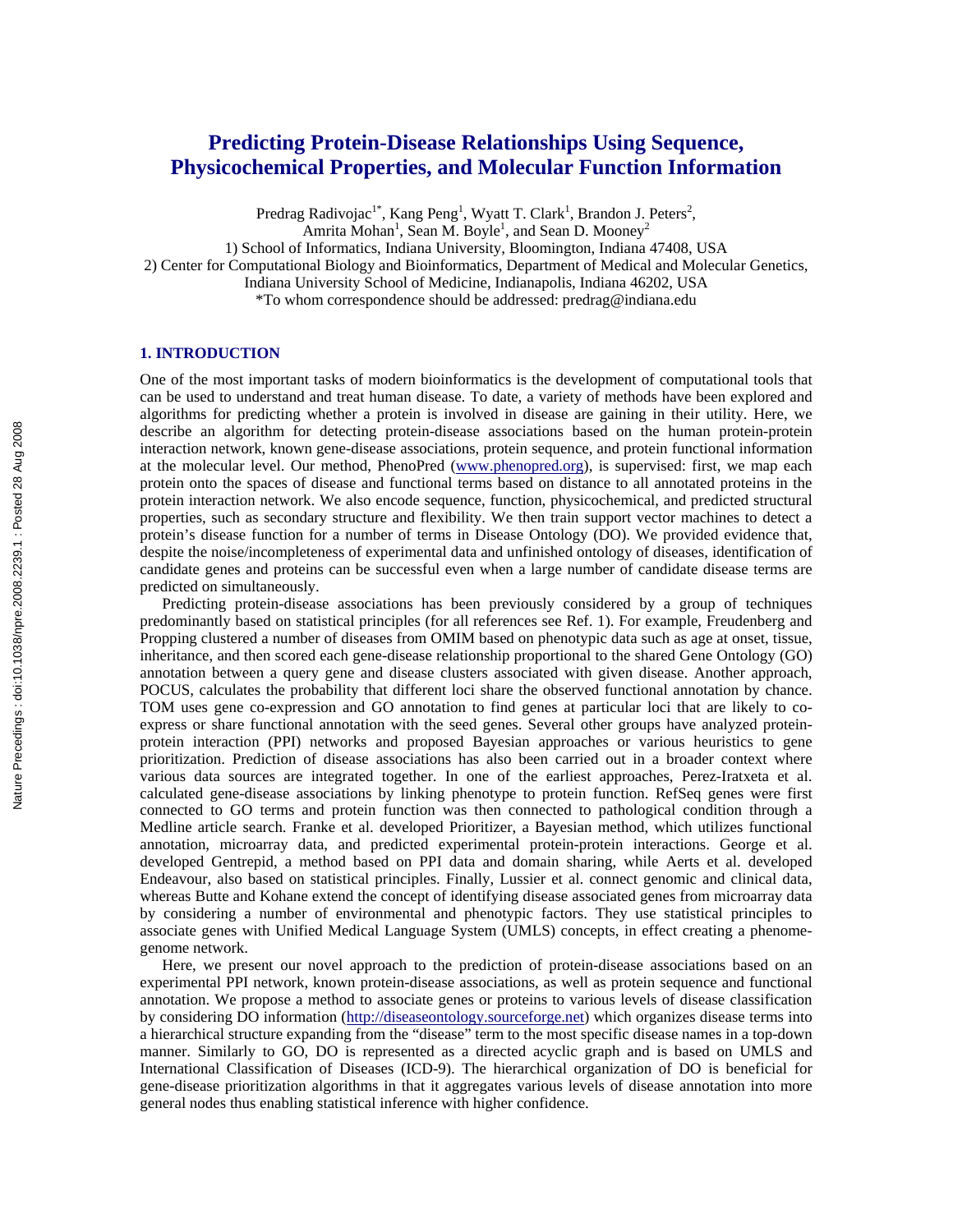# Predicting Protein-Disease Relationships Using Sequence, Physicochemical Properties, and Molecular Function Information

Predrag Radivojac[1*], Kang Peng[1], Wyatt T. Clark[1], Brandon J. Peters[2], Amrita Mohan[1], Sean M. Boyle[1], and Sean D. Mooney[2]

1) School of Informatics, Indiana University, Bloomington, Indiana 47408, USA

2) Center for Computational Biology and Bioinformatics, Department of Medical and Molecular Genetics, Indiana University School of Medicine, Indianapolis, Indiana 46202, USA

*To whom correspondence should be addressed: predrag@indiana.edu

## 1. INTRODUCTION

One of the most important tasks of modern bioinformatics is the development of computational tools that can be used to understand and treat human disease. To date, a variety of methods have been explored and algorithms for predicting whether a protein is involved in disease are gaining in their utility. Here, we describe an algorithm for detecting protein-disease associations based on the human protein-protein interaction network, known gene-disease associations, protein sequence, and protein functional information at the molecular level. Our method, PhenoPred (www.phenopred.org), is supervised: first, we map each protein onto the spaces of disease and functional terms based on distance to all annotated proteins in the protein interaction network. We also encode sequence, function, physicochemical, and predicted structural properties, such as secondary structure and flexibility. We then train support vector machines to detect a protein's disease function for a number of terms in Disease Ontology (DO). We provided evidence that, despite the noise/incompleteness of experimental data and unfinished ontology of diseases, identification of candidate genes and proteins can be successful even when a large number of candidate disease terms are predicted on simultaneously.

Predicting protein-disease associations has been previously considered by a group of techniques predominantly based on statistical principles (for all references see Ref. 1). For example, Freudenberg and Propping clustered a number of diseases from OMIM based on phenotypic data such as age at onset, tissue, inheritance, and then scored each gene-disease relationship proportional to the shared Gene Ontology (GO) annotation between a query gene and disease clusters associated with given disease. Another approach, POCUS, calculates the probability that different loci share the observed functional annotation by chance. TOM uses gene co-expression and GO annotation to find genes at particular loci that are likely to co-express or share functional annotation with the seed genes. Several other groups have analyzed protein-protein interaction (PPI) networks and proposed Bayesian approaches or various heuristics to gene prioritization. Prediction of disease associations has also been carried out in a broader context where various data sources are integrated together. In one of the earliest approaches, Perez-Iratxeta et al. calculated gene-disease associations by linking phenotype to protein function. RefSeq genes were first connected to GO terms and protein function was then connected to pathological condition through a Medline article search. Franke et al. developed Prioritizer, a Bayesian method, which utilizes functional annotation, microarray data, and predicted experimental protein-protein interactions. George et al. developed Gentrepid, a method based on PPI data and domain sharing, while Aerts et al. developed Endeavour, also based on statistical principles. Finally, Lussier et al. connect genomic and clinical data, whereas Butte and Kohane extend the concept of identifying disease associated genes from microarray data by considering a number of environmental and phenotypic factors. They use statistical principles to associate genes with Unified Medical Language System (UMLS) concepts, in effect creating a phenome-genome network.

Here, we present our novel approach to the prediction of protein-disease associations based on an experimental PPI network, known protein-disease associations, as well as protein sequence and functional annotation. We propose a method to associate genes or proteins to various levels of disease classification by considering DO information (http://diseaseontology.sourceforge.net) which organizes disease terms into a hierarchical structure expanding from the "disease" term to the most specific disease names in a top-down manner. Similarly to GO, DO is represented as a directed acyclic graph and is based on UMLS and International Classification of Diseases (ICD-9). The hierarchical organization of DO is beneficial for gene-disease prioritization algorithms in that it aggregates various levels of disease annotation into more general nodes thus enabling statistical inference with higher confidence.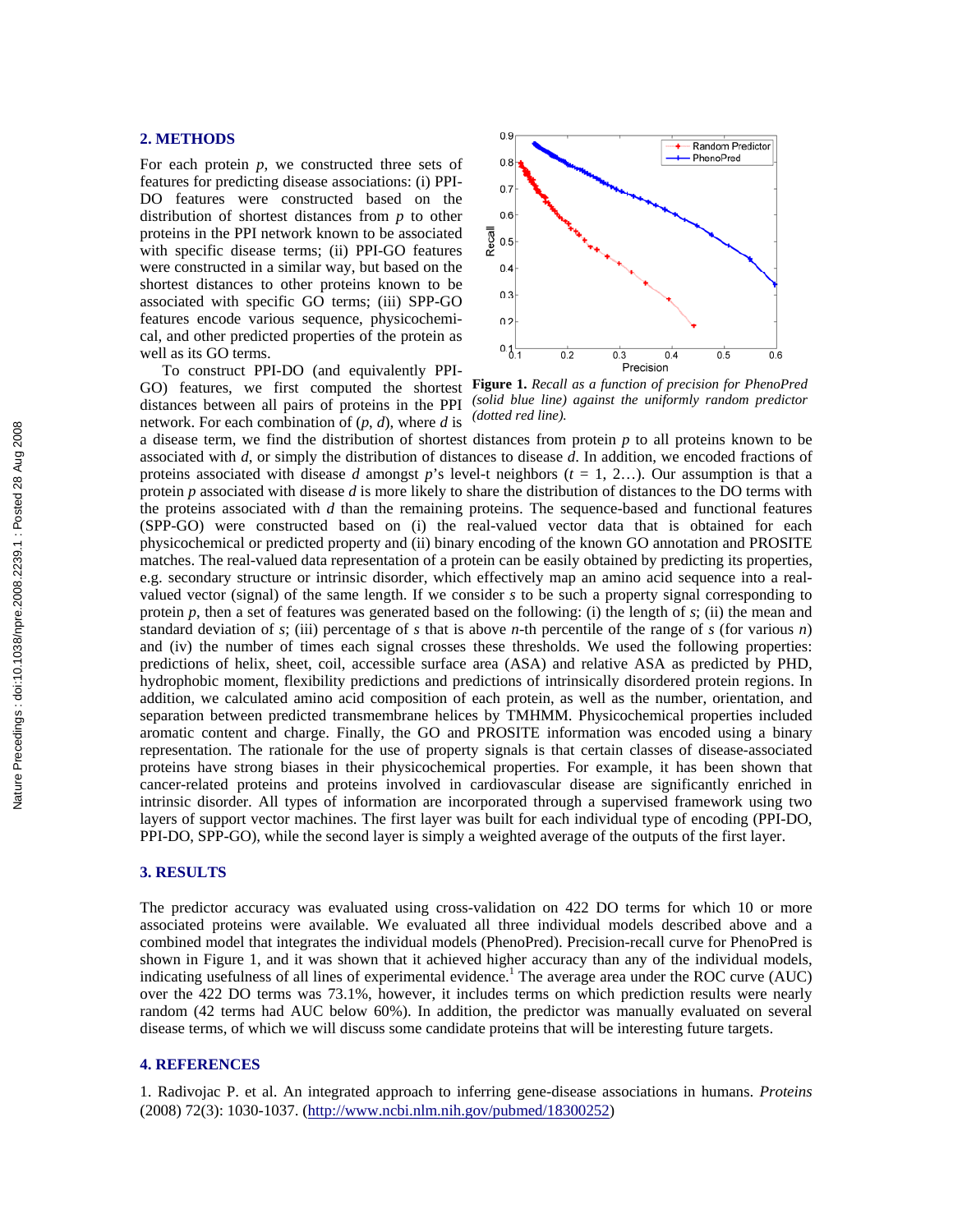## 2. METHODS

For each protein *p*, we constructed three sets of features for predicting disease associations: (i) PPI-DO features were constructed based on the distribution of shortest distances from *p* to other proteins in the PPI network known to be associated with specific disease terms; (ii) PPI-GO features were constructed in a similar way, but based on the shortest distances to other proteins known to be associated with specific GO terms; (iii) SPP-GO features encode various sequence, physicochemical, and other predicted properties of the protein as well as its GO terms.

To construct PPI-DO (and equivalently PPI-GO) features, we first computed the shortest distances between all pairs of proteins in the PPI network. For each combination of (*p*, *d*), where *d* is a disease term, we find the distribution of shortest distances from protein *p* to all proteins known to be associated with *d*, or simply the distribution of distances to disease *d*. In addition, we encoded fractions of proteins associated with disease *d* amongst *p*'s level-t neighbors ($t$ = 1, 2…). Our assumption is that a protein *p* associated with disease *d* is more likely to share the distribution of distances to the DO terms with the proteins associated with *d* than the remaining proteins. The sequence-based and functional features (SPP-GO) were constructed based on (i) the real-valued vector data that is obtained for each physicochemical or predicted property and (ii) binary encoding of the known GO annotation and PROSITE matches. The real-valued data representation of a protein can be easily obtained by predicting its properties, e.g. secondary structure or intrinsic disorder, which effectively map an amino acid sequence into a real-valued vector (signal) of the same length. If we consider *s* to be such a property signal corresponding to protein *p*, then a set of features was generated based on the following: (i) the length of *s*; (ii) the mean and standard deviation of *s*; (iii) percentage of *s* that is above *n*-th percentile of the range of *s* (for various *n*) and (iv) the number of times each signal crosses these thresholds. We used the following properties: predictions of helix, sheet, coil, accessible surface area (ASA) and relative ASA as predicted by PHD, hydrophobic moment, flexibility predictions and predictions of intrinsically disordered protein regions. In addition, we calculated amino acid composition of each protein, as well as the number, orientation, and separation between predicted transmembrane helices by TMHMM. Physicochemical properties included aromatic content and charge. Finally, the GO and PROSITE information was encoded using a binary representation. The rationale for the use of property signals is that certain classes of disease-associated proteins have strong biases in their physicochemical properties. For example, it has been shown that cancer-related proteins and proteins involved in cardiovascular disease are significantly enriched in intrinsic disorder. All types of information are incorporated through a supervised framework using two layers of support vector machines. The first layer was built for each individual type of encoding (PPI-DO, PPI-DO, SPP-GO), while the second layer is simply a weighted average of the outputs of the first layer.

Random Predictor
PhenoPred
Recall
Precision
0.9
0.8
0.7
0.6
0.5
0.4
0.3
0.2
0.1
0.1
0.2
0.3
0.4
0.5
0.6

**Figure 1.** *Recall as a function of precision for PhenoPred (solid blue line) against the uniformly random predictor (dotted red line).*

## 3. RESULTS

The predictor accuracy was evaluated using cross-validation on 422 DO terms for which 10 or more associated proteins were available. We evaluated all three individual models described above and a combined model that integrates the individual models (PhenoPred). Precision-recall curve for PhenoPred is shown in Figure 1, and it was shown that it achieved higher accuracy than any of the individual models, indicating usefulness of all lines of experimental evidence.[1] The average area under the ROC curve (AUC) over the 422 DO terms was 73.1%, however, it includes terms on which prediction results were nearly random (42 terms had AUC below 60%). In addition, the predictor was manually evaluated on several disease terms, of which we will discuss some candidate proteins that will be interesting future targets.

## 4. REFERENCES

1. Radivojac P. et al. An integrated approach to inferring gene-disease associations in humans. *Proteins* (2008) 72(3): 1030-1037. (http://www.ncbi.nlm.nih.gov/pubmed/18300252)